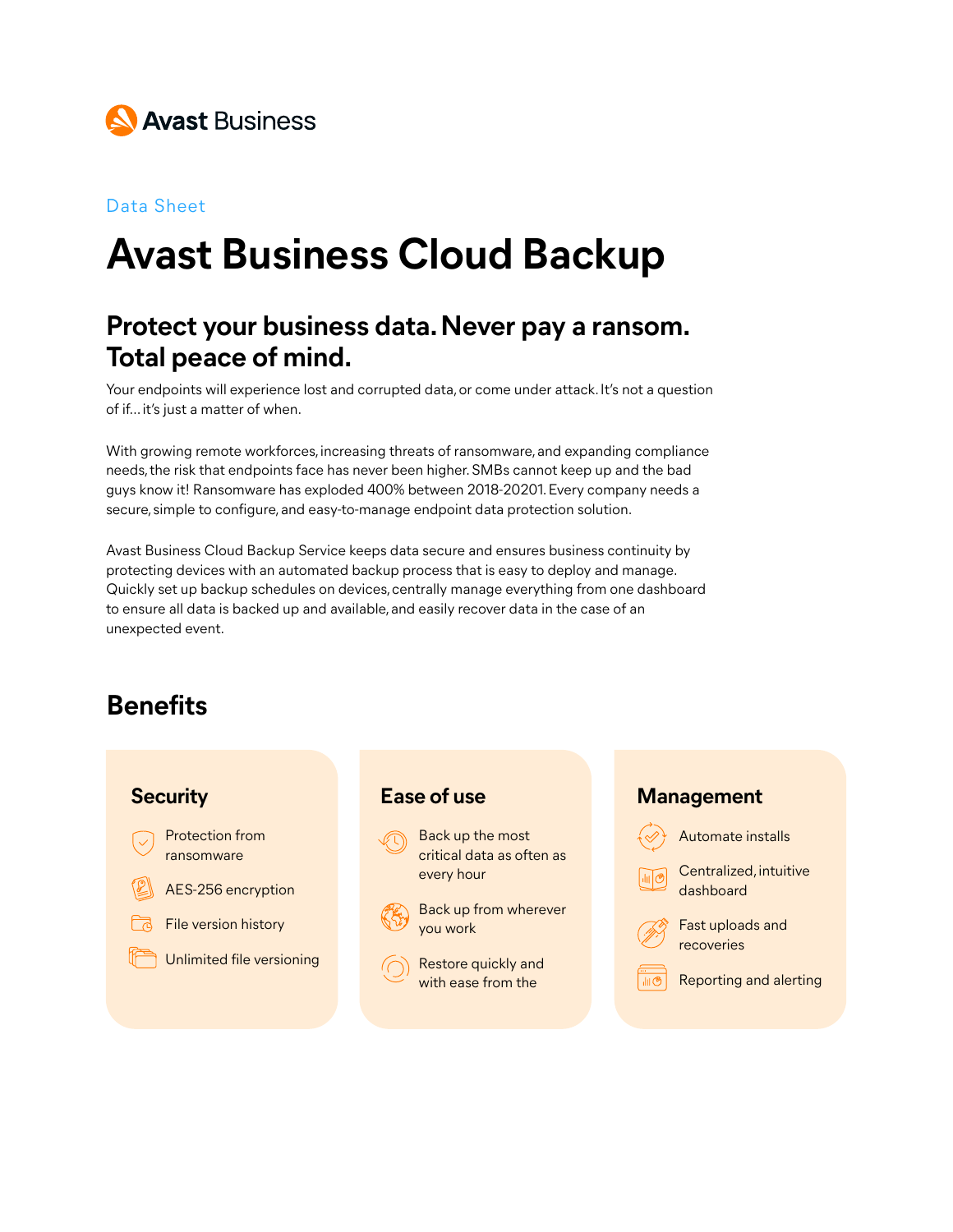Avast Business

Data Sheet

# Avast Business Cloud Backup

## Protect your business data. Never pay a ransom. Total peace of mind.

Your endpoints will experience lost and corrupted data, or come under attack. It's not a question of if… it's just a matter of when.

With growing remote workforces, increasing threats of ransomware, and expanding compliance needs, the risk that endpoints face has never been higher. SMBs cannot keep up and the bad guys know it! Ransomware has exploded 400% between 2018-2020[1]. Every company needs a secure, simple to configure, and easy-to-manage endpoint data protection solution.

Avast Business Cloud Backup Service keeps data secure and ensures business continuity by protecting devices with an automated backup process that is easy to deploy and manage. Quickly set up backup schedules on devices, centrally manage everything from one dashboard to ensure all data is backed up and available, and easily recover data in the case of an unexpected event.

## Benefits

### Security

- Protection from ransomware
- AES-256 encryption
- File version history
- Unlimited file versioning

### Ease of use

- Back up the most critical data as often as every hour
- Back up from wherever you work
- Restore quickly and with ease from the

### Management

- Automate installs
- Centralized, intuitive dashboard
- Fast uploads and recoveries
- Reporting and alerting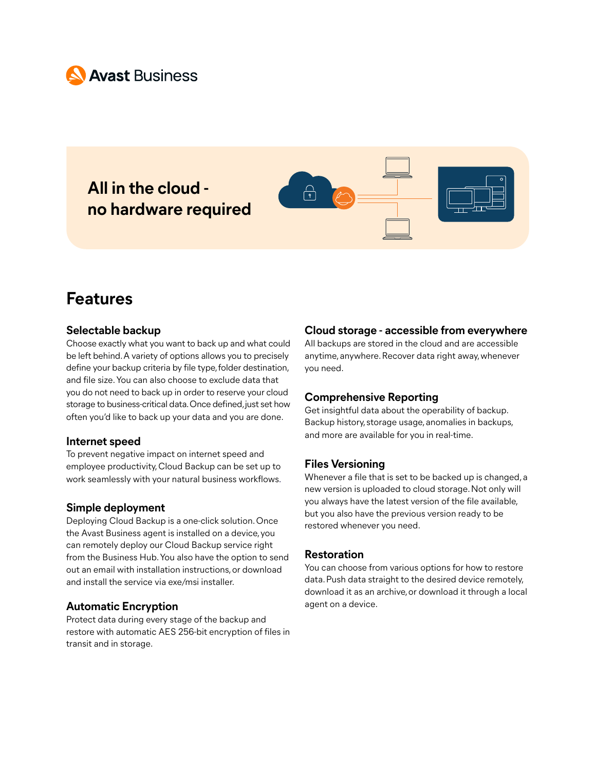Avast Business

## All in the cloud - no hardware required

## Features

### Selectable backup

Choose exactly what you want to back up and what could be left behind. A variety of options allows you to precisely define your backup criteria by file type, folder destination, and file size. You can also choose to exclude data that you do not need to back up in order to reserve your cloud storage to business-critical data. Once defined, just set how often you'd like to back up your data and you are done.

### Internet speed

To prevent negative impact on internet speed and employee productivity, Cloud Backup can be set up to work seamlessly with your natural business workflows.

### Simple deployment

Deploying Cloud Backup is a one-click solution. Once the Avast Business agent is installed on a device, you can remotely deploy our Cloud Backup service right from the Business Hub. You also have the option to send out an email with installation instructions, or download and install the service via exe/msi installer.

### Automatic Encryption

Protect data during every stage of the backup and restore with automatic AES 256-bit encryption of files in transit and in storage.

### Cloud storage - accessible from everywhere

All backups are stored in the cloud and are accessible anytime, anywhere. Recover data right away, whenever you need.

### Comprehensive Reporting

Get insightful data about the operability of backup. Backup history, storage usage, anomalies in backups, and more are available for you in real-time.

### Files Versioning

Whenever a file that is set to be backed up is changed, a new version is uploaded to cloud storage. Not only will you always have the latest version of the file available, but you also have the previous version ready to be restored whenever you need.

### Restoration

You can choose from various options for how to restore data. Push data straight to the desired device remotely, download it as an archive, or download it through a local agent on a device.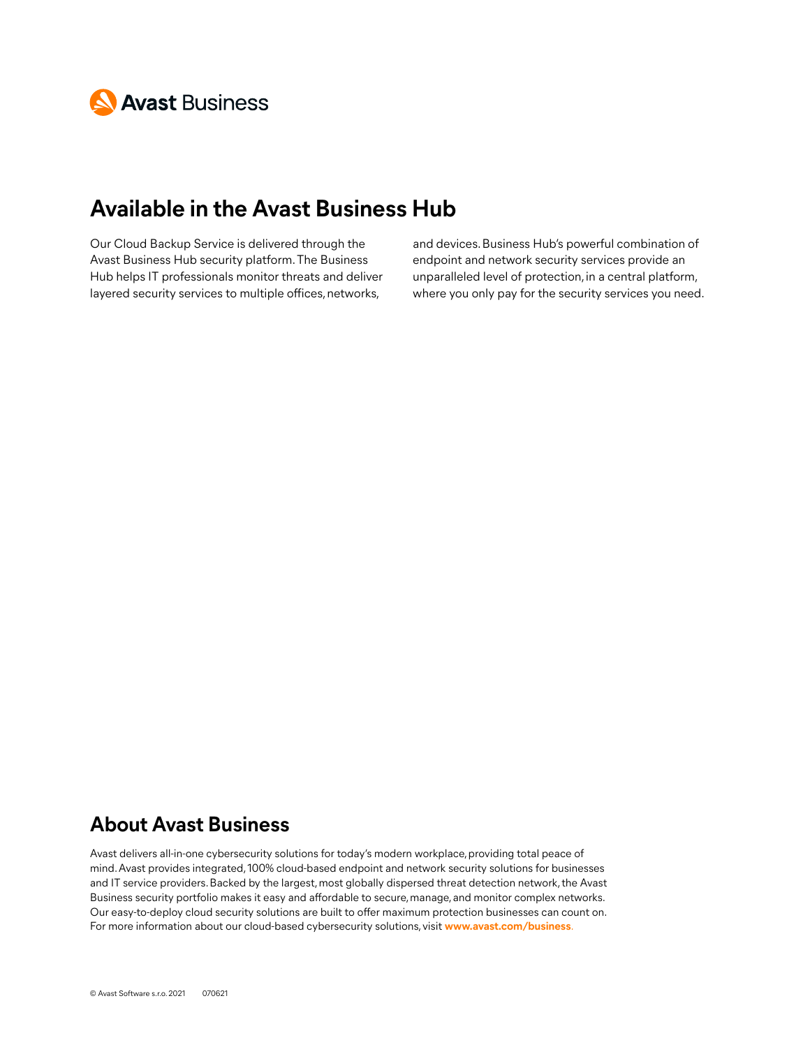## Available in the Avast Business Hub

Our Cloud Backup Service is delivered through the Avast Business Hub security platform. The Business Hub helps IT professionals monitor threats and deliver layered security services to multiple offices, networks, and devices. Business Hub's powerful combination of endpoint and network security services provide an unparalleled level of protection, in a central platform, where you only pay for the security services you need.

## About Avast Business

Avast delivers all-in-one cybersecurity solutions for today's modern workplace, providing total peace of mind. Avast provides integrated, 100% cloud-based endpoint and network security solutions for businesses and IT service providers. Backed by the largest, most globally dispersed threat detection network, the Avast Business security portfolio makes it easy and affordable to secure, manage, and monitor complex networks. Our easy-to-deploy cloud security solutions are built to offer maximum protection businesses can count on. For more information about our cloud-based cybersecurity solutions, visit **www.avast.com/business**.

© Avast Software s.r.o. 2021 070621